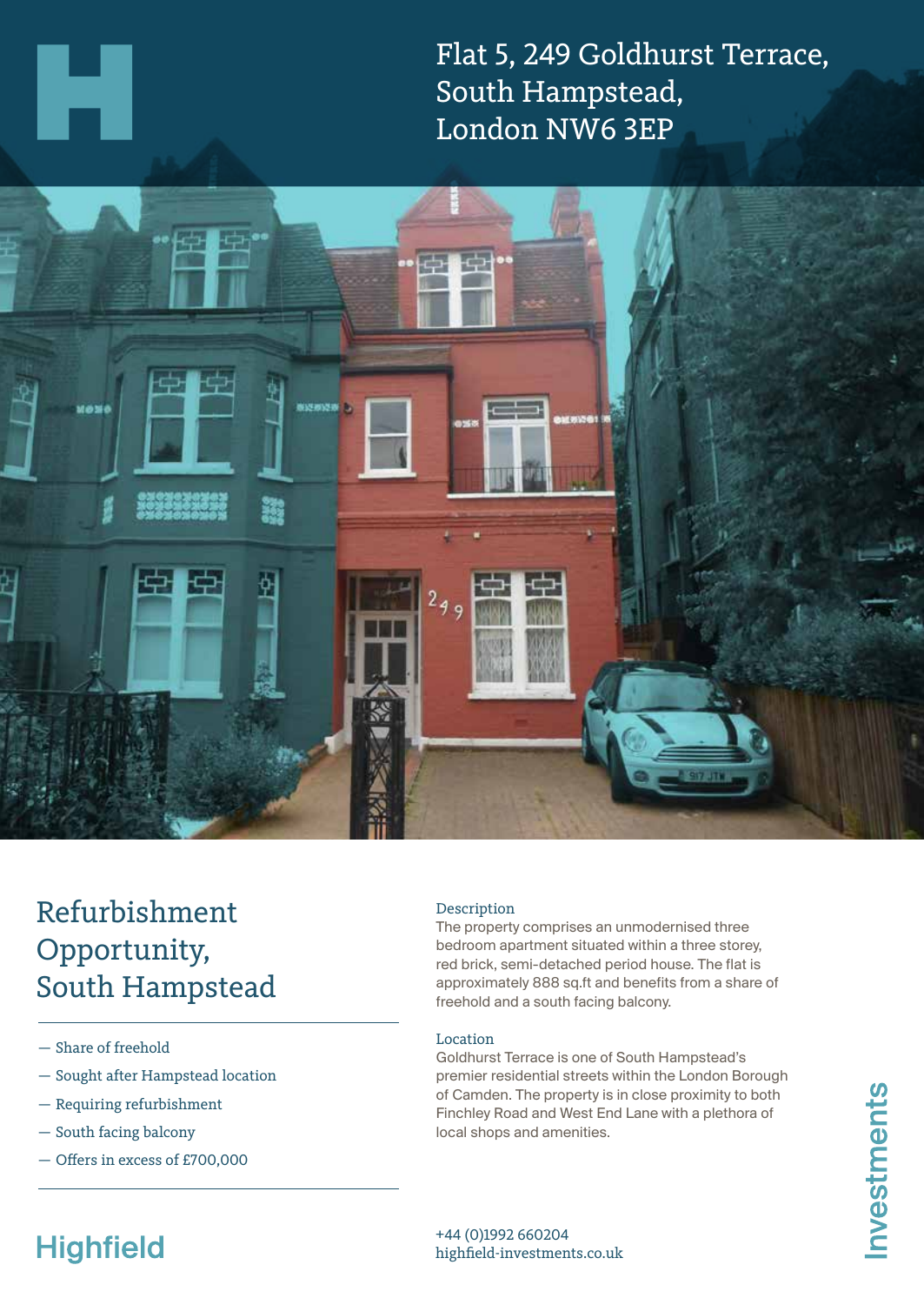# Flat 5, 249 Goldhurst Terrace, South Hampstead, London NW6 3EP

## Refurbishment Opportunity, South Hampstead

- Share of freehold
- Sought after Hampstead location
- Requiring refurbishment
- South facing balcony
- Offers in excess of £700,000

### Description

The property comprises an unmodernised three bedroom apartment situated within a three storey, red brick, semi-detached period house. The flat is approximately 888 sq.ft and benefits from a share of freehold and a south facing balcony.

### Location

Goldhurst Terrace is one of South Hampstead's premier residential streets within the London Borough of Camden. The property is in close proximity to both Finchley Road and West End Lane with a plethora of local shops and amenities.

Highfield Investments

+44 (0)1992 660204
highfield-investments.co.uk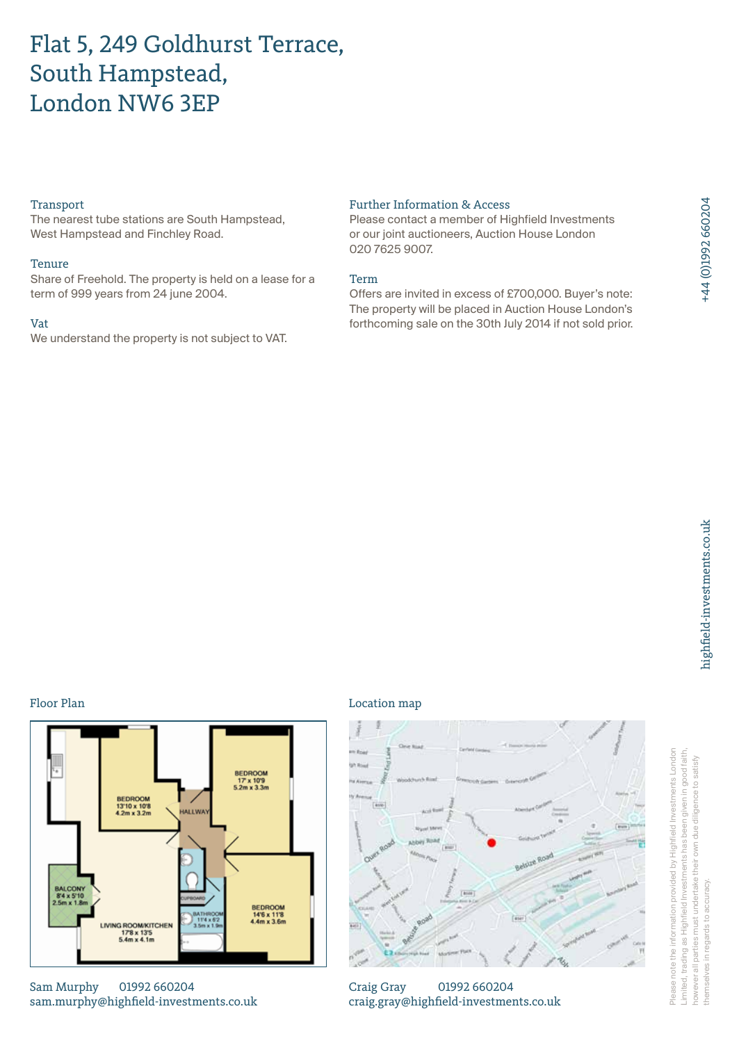# Flat 5, 249 Goldhurst Terrace, South Hampstead, London NW6 3EP

### Transport
The nearest tube stations are South Hampstead, West Hampstead and Finchley Road.

### Tenure
Share of Freehold. The property is held on a lease for a term of 999 years from 24 june 2004.

### Vat
We understand the property is not subject to VAT.

### Further Information & Access
Please contact a member of Highfield Investments or our joint auctioneers, Auction House London 020 7625 9007.

### Term
Offers are invited in excess of £700,000. Buyer's note: The property will be placed in Auction House London's forthcoming sale on the 30th July 2014 if not sold prior.

+44 (0)1992 660204

highfield-investments.co.uk

### Floor Plan

BEDROOM
13'10 x 10'8
4.2m x 3.2m

HALLWAY

BEDROOM
17' x 10'9
5.2m x 3.3m

BALCONY
8'4 x 5'10
2.5m x 1.8m

CUPBOARD

BATHROOM
11'4 x 6'2
3.5m x 1.9m

BEDROOM
14'6 x 11'8
4.4m x 3.6m

LIVING ROOM/KITCHEN
17'8 x 13'5
5.4m x 4.1m

### Location map

Sam Murphy 01992 660204
sam.murphy@highfield-investments.co.uk

Craig Gray 01992 660204
craig.gray@highfield-investments.co.uk

Please note the information provided by Highfield Investments London Limited, trading as Highfield Investments has been given in good faith, however all parties must undertake their own due diligence to satisfy themselves in regards to accuracy.